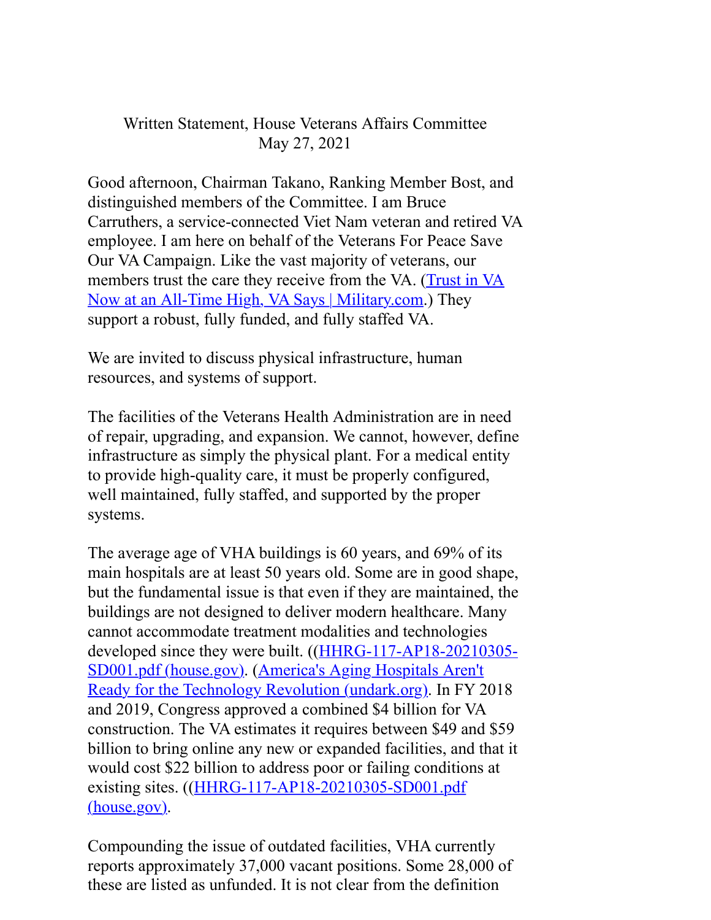Written Statement, House Veterans Affairs Committee
May 27, 2021

Good afternoon, Chairman Takano, Ranking Member Bost, and distinguished members of the Committee. I am Bruce Carruthers, a service-connected Viet Nam veteran and retired VA employee. I am here on behalf of the Veterans For Peace Save Our VA Campaign. Like the vast majority of veterans, our members trust the care they receive from the VA. (Trust in VA Now at an All-Time High, VA Says | Military.com.) They support a robust, fully funded, and fully staffed VA.

We are invited to discuss physical infrastructure, human resources, and systems of support.

The facilities of the Veterans Health Administration are in need of repair, upgrading, and expansion. We cannot, however, define infrastructure as simply the physical plant. For a medical entity to provide high-quality care, it must be properly configured, well maintained, fully staffed, and supported by the proper systems.

The average age of VHA buildings is 60 years, and 69% of its main hospitals are at least 50 years old. Some are in good shape, but the fundamental issue is that even if they are maintained, the buildings are not designed to deliver modern healthcare. Many cannot accommodate treatment modalities and technologies developed since they were built. ((HHRG-117-AP18-20210305-SD001.pdf (house.gov). (America's Aging Hospitals Aren't Ready for the Technology Revolution (undark.org). In FY 2018 and 2019, Congress approved a combined $4 billion for VA construction. The VA estimates it requires between $49 and $59 billion to bring online any new or expanded facilities, and that it would cost $22 billion to address poor or failing conditions at existing sites. ((HHRG-117-AP18-20210305-SD001.pdf (house.gov).

Compounding the issue of outdated facilities, VHA currently reports approximately 37,000 vacant positions. Some 28,000 of these are listed as unfunded. It is not clear from the definition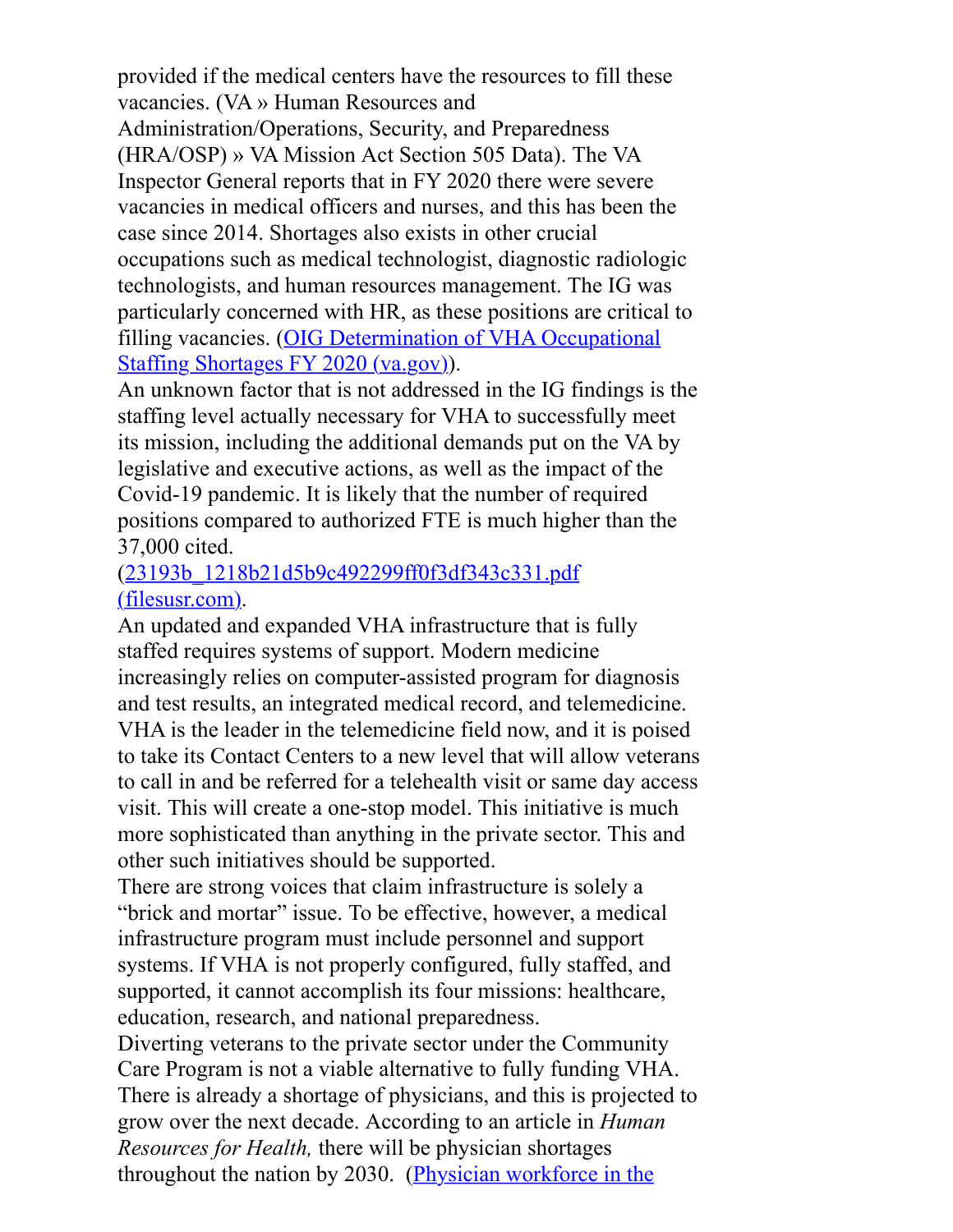provided if the medical centers have the resources to fill these vacancies. (VA » Human Resources and Administration/Operations, Security, and Preparedness (HRA/OSP) » VA Mission Act Section 505 Data). The VA Inspector General reports that in FY 2020 there were severe vacancies in medical officers and nurses, and this has been the case since 2014. Shortages also exists in other crucial occupations such as medical technologist, diagnostic radiologic technologists, and human resources management. The IG was particularly concerned with HR, as these positions are critical to filling vacancies. ([OIG Determination of VHA Occupational Staffing Shortages FY 2020 (va.gov)]()).

An unknown factor that is not addressed in the IG findings is the staffing level actually necessary for VHA to successfully meet its mission, including the additional demands put on the VA by legislative and executive actions, as well as the impact of the Covid-19 pandemic. It is likely that the number of required positions compared to authorized FTE is much higher than the 37,000 cited. ([23193b_1218b21d5b9c492299ff0f3df343c331.pdf (filesusr.com)]()).

An updated and expanded VHA infrastructure that is fully staffed requires systems of support. Modern medicine increasingly relies on computer-assisted program for diagnosis and test results, an integrated medical record, and telemedicine. VHA is the leader in the telemedicine field now, and it is poised to take its Contact Centers to a new level that will allow veterans to call in and be referred for a telehealth visit or same day access visit. This will create a one-stop model. This initiative is much more sophisticated than anything in the private sector. This and other such initiatives should be supported.

There are strong voices that claim infrastructure is solely a "brick and mortar" issue. To be effective, however, a medical infrastructure program must include personnel and support systems. If VHA is not properly configured, fully staffed, and supported, it cannot accomplish its four missions: healthcare, education, research, and national preparedness.

Diverting veterans to the private sector under the Community Care Program is not a viable alternative to fully funding VHA. There is already a shortage of physicians, and this is projected to grow over the next decade. According to an article in *Human Resources for Health,* there will be physician shortages throughout the nation by 2030. ([Physician workforce in the]()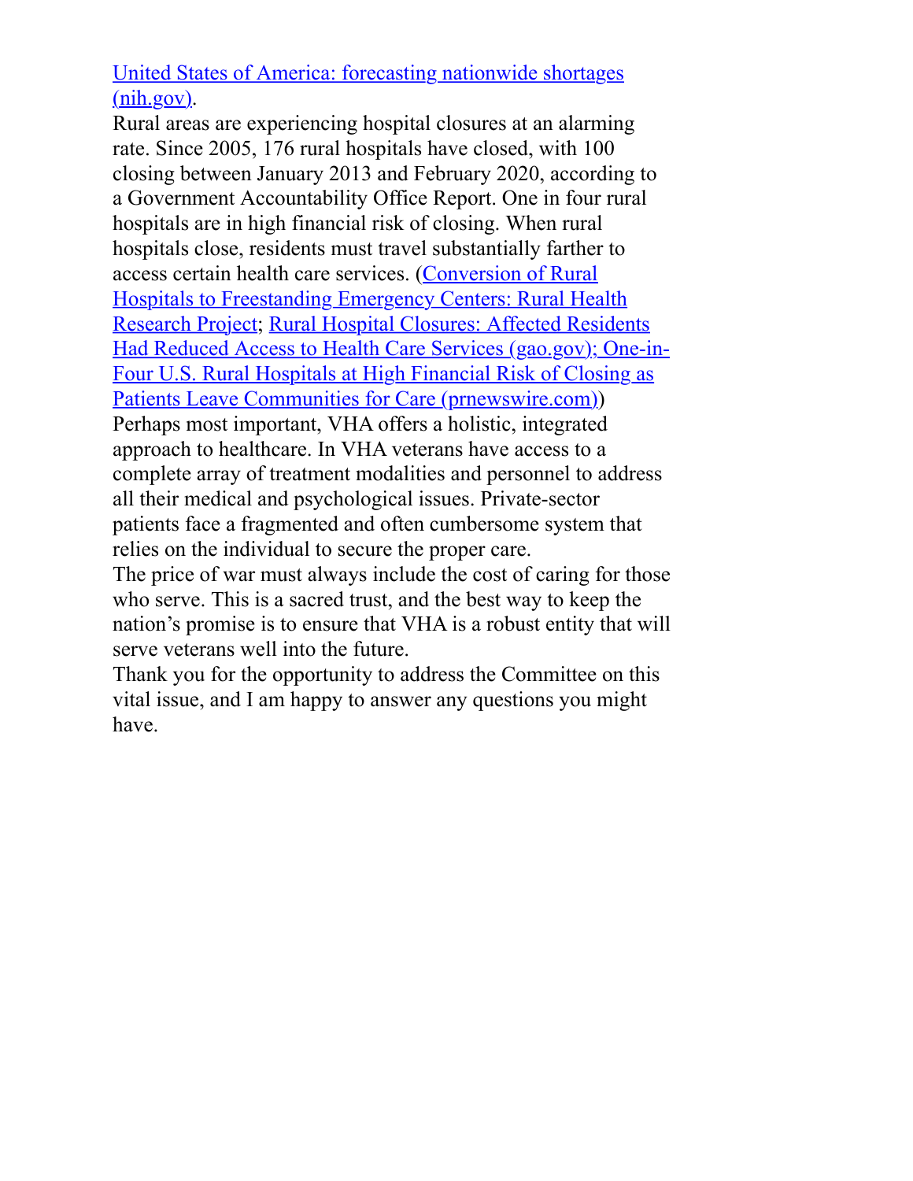United States of America: forecasting nationwide shortages (nih.gov).

Rural areas are experiencing hospital closures at an alarming rate. Since 2005, 176 rural hospitals have closed, with 100 closing between January 2013 and February 2020, according to a Government Accountability Office Report. One in four rural hospitals are in high financial risk of closing. When rural hospitals close, residents must travel substantially farther to access certain health care services. (Conversion of Rural Hospitals to Freestanding Emergency Centers: Rural Health Research Project; Rural Hospital Closures: Affected Residents Had Reduced Access to Health Care Services (gao.gov); One-in-Four U.S. Rural Hospitals at High Financial Risk of Closing as Patients Leave Communities for Care (prnewswire.com))

Perhaps most important, VHA offers a holistic, integrated approach to healthcare. In VHA veterans have access to a complete array of treatment modalities and personnel to address all their medical and psychological issues. Private-sector patients face a fragmented and often cumbersome system that relies on the individual to secure the proper care.

The price of war must always include the cost of caring for those who serve. This is a sacred trust, and the best way to keep the nation's promise is to ensure that VHA is a robust entity that will serve veterans well into the future.

Thank you for the opportunity to address the Committee on this vital issue, and I am happy to answer any questions you might have.